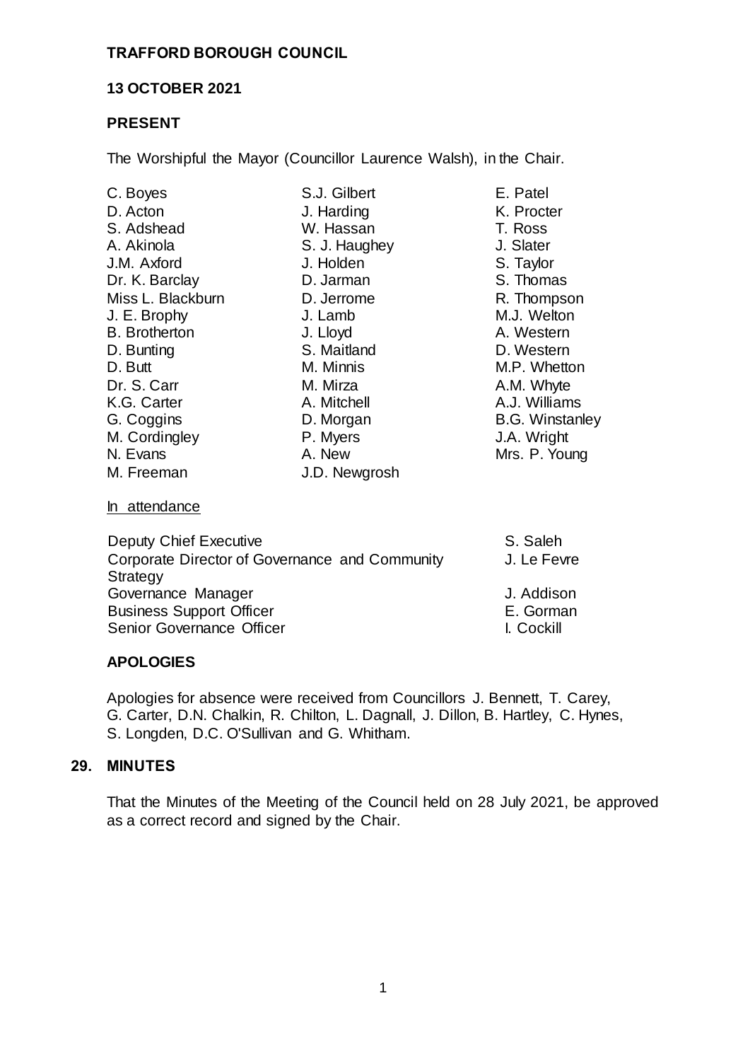**TRAFFORD BOROUGH COUNCIL**

**13 OCTOBER 2021**

**PRESENT**

The Worshipful the Mayor (Councillor Laurence Walsh), in the Chair.

C. Boyes
D. Acton
S. Adshead
A. Akinola
J.M. Axford
Dr. K. Barclay
Miss L. Blackburn
J. E. Brophy
B. Brotherton
D. Bunting
D. Butt
Dr. S. Carr
K.G. Carter
G. Coggins
M. Cordingley
N. Evans
M. Freeman
S.J. Gilbert
J. Harding
W. Hassan
S. J. Haughey
J. Holden
D. Jarman
D. Jerrome
J. Lamb
J. Lloyd
S. Maitland
M. Minnis
M. Mirza
A. Mitchell
D. Morgan
P. Myers
A. New
J.D. Newgrosh
E. Patel
K. Procter
T. Ross
J. Slater
S. Taylor
S. Thomas
R. Thompson
M.J. Welton
A. Western
D. Western
M.P. Whetton
A.M. Whyte
A.J. Williams
B.G. Winstanley
J.A. Wright
Mrs. P. Young

In attendance

| | |
|---|---|
| Deputy Chief Executive | S. Saleh |
| Corporate Director of Governance and Community Strategy | J. Le Fevre |
| Governance Manager | J. Addison |
| Business Support Officer | E. Gorman |
| Senior Governance Officer | I. Cockill |

**APOLOGIES**

Apologies for absence were received from Councillors J. Bennett, T. Carey, G. Carter, D.N. Chalkin, R. Chilton, L. Dagnall, J. Dillon, B. Hartley, C. Hynes, S. Longden, D.C. O'Sullivan and G. Whitham.

**29. MINUTES**

That the Minutes of the Meeting of the Council held on 28 July 2021, be approved as a correct record and signed by the Chair.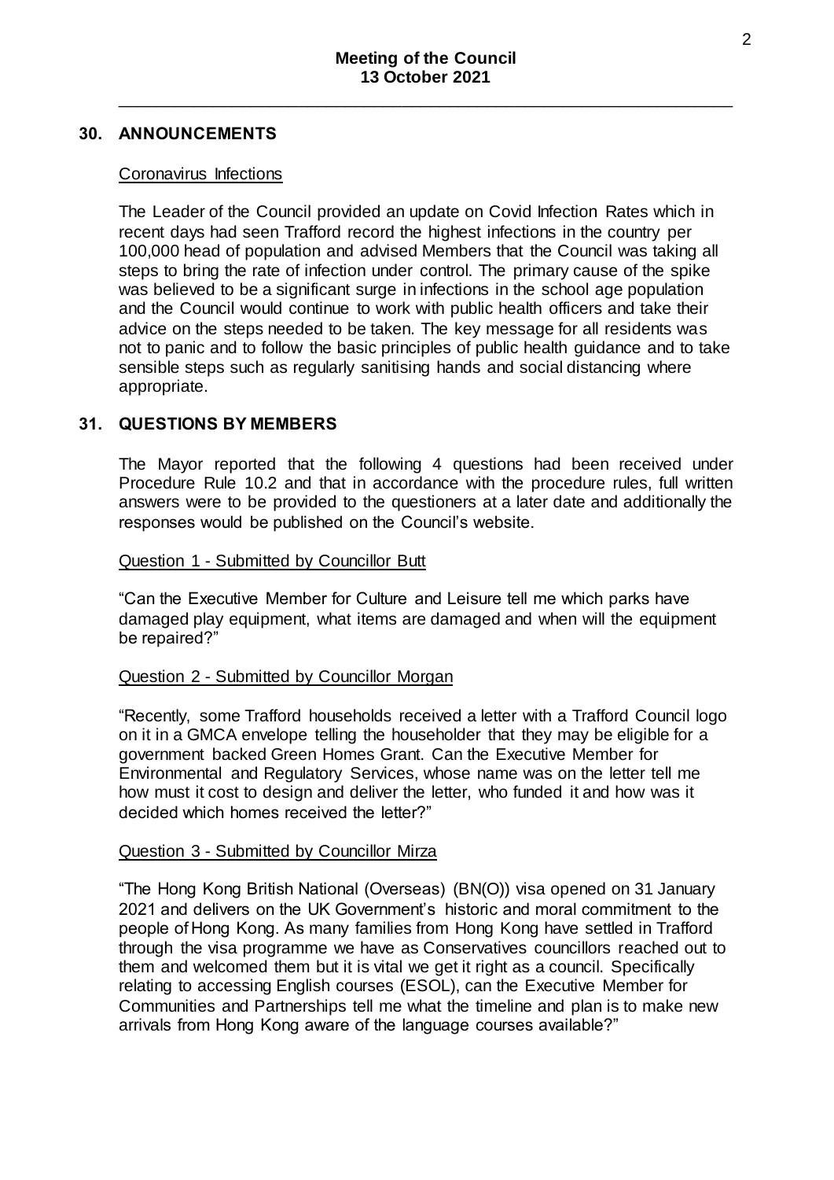## 30. ANNOUNCEMENTS

Coronavirus Infections

The Leader of the Council provided an update on Covid Infection Rates which in recent days had seen Trafford record the highest infections in the country per 100,000 head of population and advised Members that the Council was taking all steps to bring the rate of infection under control. The primary cause of the spike was believed to be a significant surge in infections in the school age population and the Council would continue to work with public health officers and take their advice on the steps needed to be taken. The key message for all residents was not to panic and to follow the basic principles of public health guidance and to take sensible steps such as regularly sanitising hands and social distancing where appropriate.

## 31. QUESTIONS BY MEMBERS

The Mayor reported that the following 4 questions had been received under Procedure Rule 10.2 and that in accordance with the procedure rules, full written answers were to be provided to the questioners at a later date and additionally the responses would be published on the Council's website.

Question 1 - Submitted by Councillor Butt

"Can the Executive Member for Culture and Leisure tell me which parks have damaged play equipment, what items are damaged and when will the equipment be repaired?"

Question 2 - Submitted by Councillor Morgan

"Recently, some Trafford households received a letter with a Trafford Council logo on it in a GMCA envelope telling the householder that they may be eligible for a government backed Green Homes Grant. Can the Executive Member for Environmental and Regulatory Services, whose name was on the letter tell me how must it cost to design and deliver the letter, who funded it and how was it decided which homes received the letter?"

Question 3 - Submitted by Councillor Mirza

"The Hong Kong British National (Overseas) (BN(O)) visa opened on 31 January 2021 and delivers on the UK Government's historic and moral commitment to the people of Hong Kong. As many families from Hong Kong have settled in Trafford through the visa programme we have as Conservatives councillors reached out to them and welcomed them but it is vital we get it right as a council. Specifically relating to accessing English courses (ESOL), can the Executive Member for Communities and Partnerships tell me what the timeline and plan is to make new arrivals from Hong Kong aware of the language courses available?"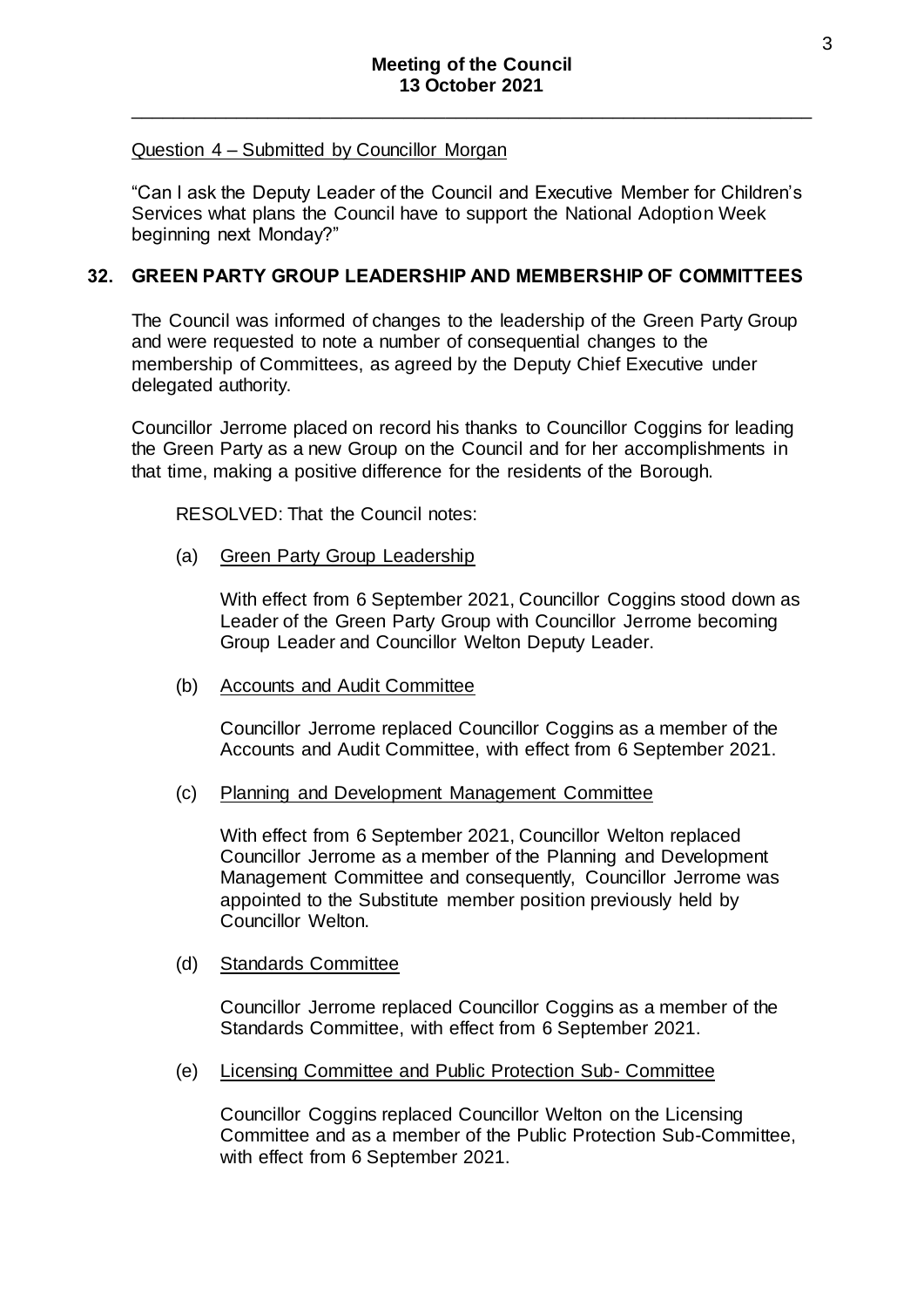Question 4 – Submitted by Councillor Morgan

"Can I ask the Deputy Leader of the Council and Executive Member for Children's Services what plans the Council have to support the National Adoption Week beginning next Monday?"

## 32. GREEN PARTY GROUP LEADERSHIP AND MEMBERSHIP OF COMMITTEES

The Council was informed of changes to the leadership of the Green Party Group and were requested to note a number of consequential changes to the membership of Committees, as agreed by the Deputy Chief Executive under delegated authority.

Councillor Jerrome placed on record his thanks to Councillor Coggins for leading the Green Party as a new Group on the Council and for her accomplishments in that time, making a positive difference for the residents of the Borough.

RESOLVED: That the Council notes:

(a) Green Party Group Leadership

With effect from 6 September 2021, Councillor Coggins stood down as Leader of the Green Party Group with Councillor Jerrome becoming Group Leader and Councillor Welton Deputy Leader.

(b) Accounts and Audit Committee

Councillor Jerrome replaced Councillor Coggins as a member of the Accounts and Audit Committee, with effect from 6 September 2021.

(c) Planning and Development Management Committee

With effect from 6 September 2021, Councillor Welton replaced Councillor Jerrome as a member of the Planning and Development Management Committee and consequently, Councillor Jerrome was appointed to the Substitute member position previously held by Councillor Welton.

(d) Standards Committee

Councillor Jerrome replaced Councillor Coggins as a member of the Standards Committee, with effect from 6 September 2021.

(e) Licensing Committee and Public Protection Sub- Committee

Councillor Coggins replaced Councillor Welton on the Licensing Committee and as a member of the Public Protection Sub-Committee, with effect from 6 September 2021.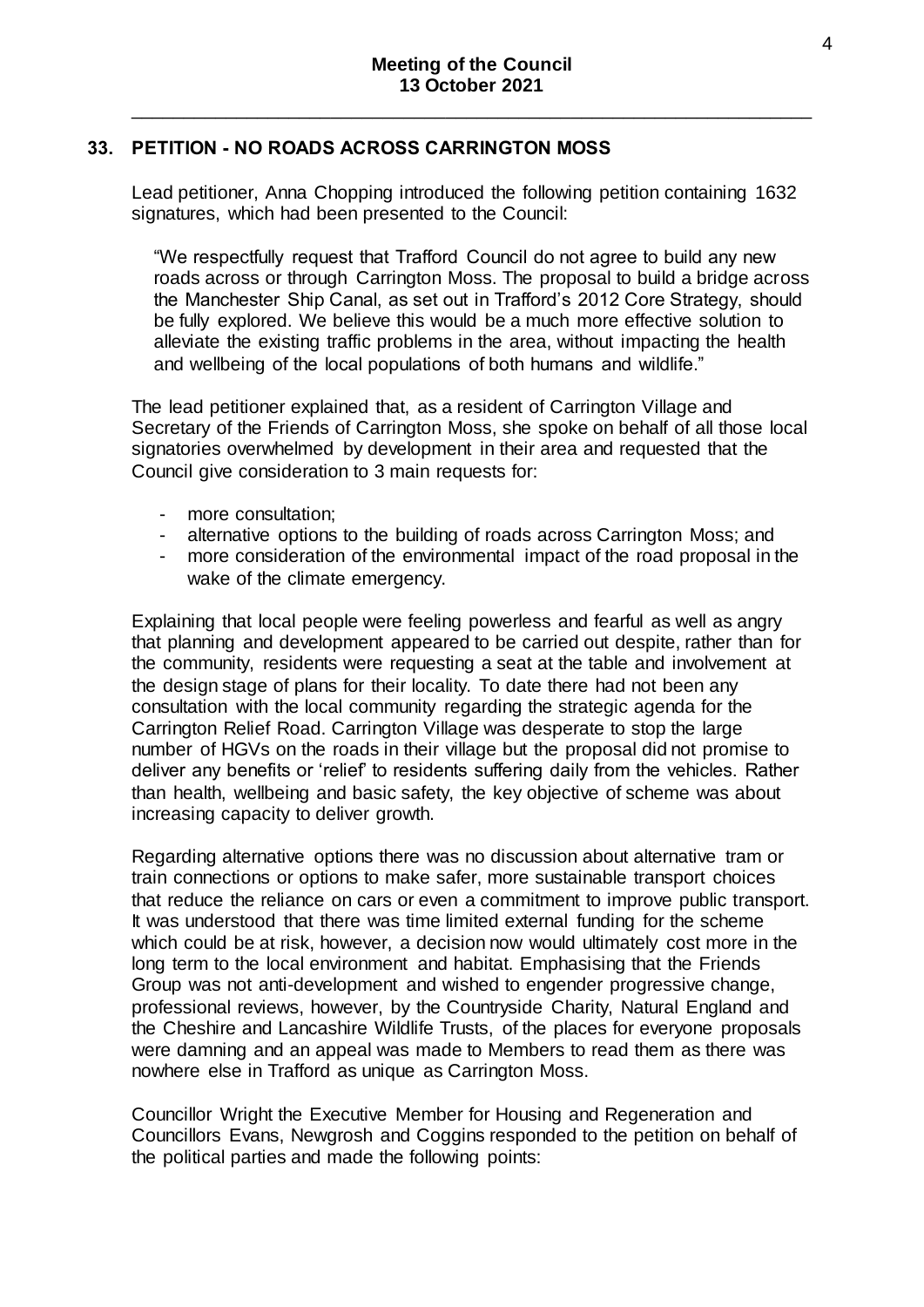## 33. PETITION - NO ROADS ACROSS CARRINGTON MOSS

Lead petitioner, Anna Chopping introduced the following petition containing 1632 signatures, which had been presented to the Council:

> "We respectfully request that Trafford Council do not agree to build any new roads across or through Carrington Moss. The proposal to build a bridge across the Manchester Ship Canal, as set out in Trafford's 2012 Core Strategy, should be fully explored. We believe this would be a much more effective solution to alleviate the existing traffic problems in the area, without impacting the health and wellbeing of the local populations of both humans and wildlife."

The lead petitioner explained that, as a resident of Carrington Village and Secretary of the Friends of Carrington Moss, she spoke on behalf of all those local signatories overwhelmed by development in their area and requested that the Council give consideration to 3 main requests for:

- more consultation;
- alternative options to the building of roads across Carrington Moss; and
- more consideration of the environmental impact of the road proposal in the wake of the climate emergency.

Explaining that local people were feeling powerless and fearful as well as angry that planning and development appeared to be carried out despite, rather than for the community, residents were requesting a seat at the table and involvement at the design stage of plans for their locality. To date there had not been any consultation with the local community regarding the strategic agenda for the Carrington Relief Road. Carrington Village was desperate to stop the large number of HGVs on the roads in their village but the proposal did not promise to deliver any benefits or 'relief' to residents suffering daily from the vehicles. Rather than health, wellbeing and basic safety, the key objective of scheme was about increasing capacity to deliver growth.

Regarding alternative options there was no discussion about alternative tram or train connections or options to make safer, more sustainable transport choices that reduce the reliance on cars or even a commitment to improve public transport. It was understood that there was time limited external funding for the scheme which could be at risk, however, a decision now would ultimately cost more in the long term to the local environment and habitat. Emphasising that the Friends Group was not anti-development and wished to engender progressive change, professional reviews, however, by the Countryside Charity, Natural England and the Cheshire and Lancashire Wildlife Trusts, of the places for everyone proposals were damning and an appeal was made to Members to read them as there was nowhere else in Trafford as unique as Carrington Moss.

Councillor Wright the Executive Member for Housing and Regeneration and Councillors Evans, Newgrosh and Coggins responded to the petition on behalf of the political parties and made the following points: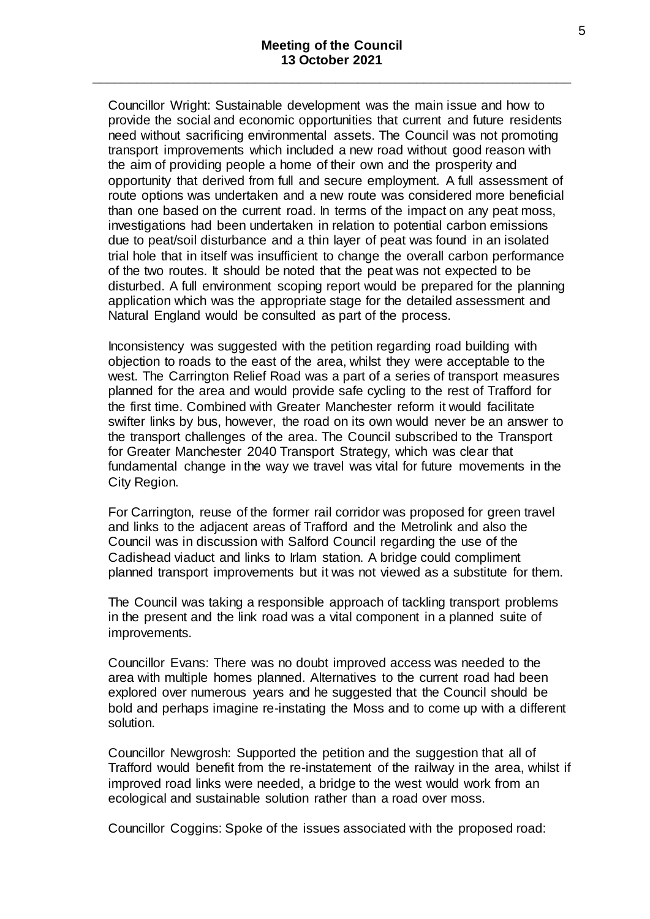Councillor Wright: Sustainable development was the main issue and how to provide the social and economic opportunities that current and future residents need without sacrificing environmental assets. The Council was not promoting transport improvements which included a new road without good reason with the aim of providing people a home of their own and the prosperity and opportunity that derived from full and secure employment. A full assessment of route options was undertaken and a new route was considered more beneficial than one based on the current road. In terms of the impact on any peat moss, investigations had been undertaken in relation to potential carbon emissions due to peat/soil disturbance and a thin layer of peat was found in an isolated trial hole that in itself was insufficient to change the overall carbon performance of the two routes. It should be noted that the peat was not expected to be disturbed. A full environment scoping report would be prepared for the planning application which was the appropriate stage for the detailed assessment and Natural England would be consulted as part of the process.

Inconsistency was suggested with the petition regarding road building with objection to roads to the east of the area, whilst they were acceptable to the west. The Carrington Relief Road was a part of a series of transport measures planned for the area and would provide safe cycling to the rest of Trafford for the first time. Combined with Greater Manchester reform it would facilitate swifter links by bus, however, the road on its own would never be an answer to the transport challenges of the area. The Council subscribed to the Transport for Greater Manchester 2040 Transport Strategy, which was clear that fundamental change in the way we travel was vital for future movements in the City Region.

For Carrington, reuse of the former rail corridor was proposed for green travel and links to the adjacent areas of Trafford and the Metrolink and also the Council was in discussion with Salford Council regarding the use of the Cadishead viaduct and links to Irlam station. A bridge could compliment planned transport improvements but it was not viewed as a substitute for them.

The Council was taking a responsible approach of tackling transport problems in the present and the link road was a vital component in a planned suite of improvements.

Councillor Evans: There was no doubt improved access was needed to the area with multiple homes planned. Alternatives to the current road had been explored over numerous years and he suggested that the Council should be bold and perhaps imagine re-instating the Moss and to come up with a different solution.

Councillor Newgrosh: Supported the petition and the suggestion that all of Trafford would benefit from the re-instatement of the railway in the area, whilst if improved road links were needed, a bridge to the west would work from an ecological and sustainable solution rather than a road over moss.

Councillor Coggins: Spoke of the issues associated with the proposed road: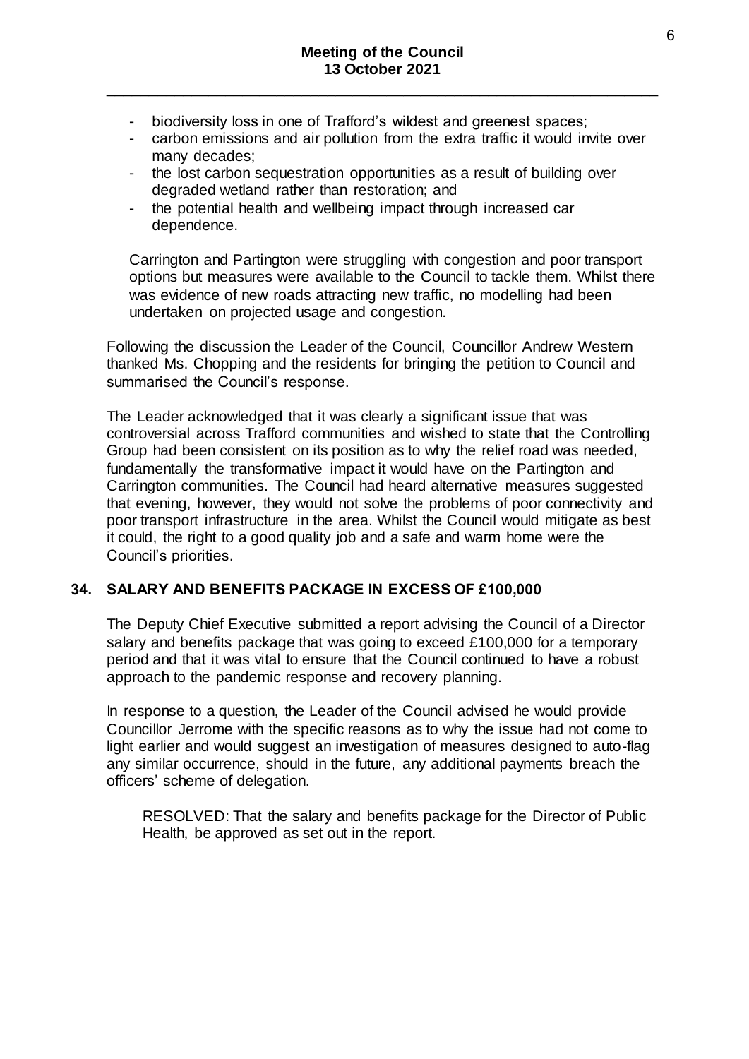- biodiversity loss in one of Trafford's wildest and greenest spaces;
- carbon emissions and air pollution from the extra traffic it would invite over many decades;
- the lost carbon sequestration opportunities as a result of building over degraded wetland rather than restoration; and
- the potential health and wellbeing impact through increased car dependence.

Carrington and Partington were struggling with congestion and poor transport options but measures were available to the Council to tackle them. Whilst there was evidence of new roads attracting new traffic, no modelling had been undertaken on projected usage and congestion.

Following the discussion the Leader of the Council, Councillor Andrew Western thanked Ms. Chopping and the residents for bringing the petition to Council and summarised the Council's response.

The Leader acknowledged that it was clearly a significant issue that was controversial across Trafford communities and wished to state that the Controlling Group had been consistent on its position as to why the relief road was needed, fundamentally the transformative impact it would have on the Partington and Carrington communities. The Council had heard alternative measures suggested that evening, however, they would not solve the problems of poor connectivity and poor transport infrastructure in the area. Whilst the Council would mitigate as best it could, the right to a good quality job and a safe and warm home were the Council's priorities.

## 34. SALARY AND BENEFITS PACKAGE IN EXCESS OF £100,000

The Deputy Chief Executive submitted a report advising the Council of a Director salary and benefits package that was going to exceed £100,000 for a temporary period and that it was vital to ensure that the Council continued to have a robust approach to the pandemic response and recovery planning.

In response to a question, the Leader of the Council advised he would provide Councillor Jerrome with the specific reasons as to why the issue had not come to light earlier and would suggest an investigation of measures designed to auto-flag any similar occurrence, should in the future, any additional payments breach the officers' scheme of delegation.

RESOLVED: That the salary and benefits package for the Director of Public Health, be approved as set out in the report.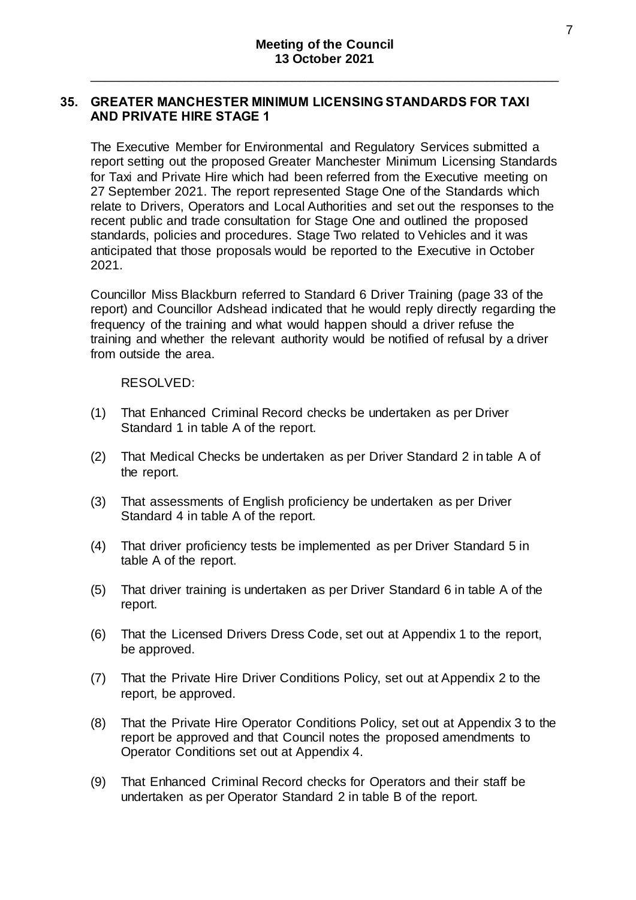## 35. GREATER MANCHESTER MINIMUM LICENSING STANDARDS FOR TAXI AND PRIVATE HIRE STAGE 1

The Executive Member for Environmental and Regulatory Services submitted a report setting out the proposed Greater Manchester Minimum Licensing Standards for Taxi and Private Hire which had been referred from the Executive meeting on 27 September 2021. The report represented Stage One of the Standards which relate to Drivers, Operators and Local Authorities and set out the responses to the recent public and trade consultation for Stage One and outlined the proposed standards, policies and procedures. Stage Two related to Vehicles and it was anticipated that those proposals would be reported to the Executive in October 2021.

Councillor Miss Blackburn referred to Standard 6 Driver Training (page 33 of the report) and Councillor Adshead indicated that he would reply directly regarding the frequency of the training and what would happen should a driver refuse the training and whether the relevant authority would be notified of refusal by a driver from outside the area.

RESOLVED:

(1) That Enhanced Criminal Record checks be undertaken as per Driver Standard 1 in table A of the report.

(2) That Medical Checks be undertaken as per Driver Standard 2 in table A of the report.

(3) That assessments of English proficiency be undertaken as per Driver Standard 4 in table A of the report.

(4) That driver proficiency tests be implemented as per Driver Standard 5 in table A of the report.

(5) That driver training is undertaken as per Driver Standard 6 in table A of the report.

(6) That the Licensed Drivers Dress Code, set out at Appendix 1 to the report, be approved.

(7) That the Private Hire Driver Conditions Policy, set out at Appendix 2 to the report, be approved.

(8) That the Private Hire Operator Conditions Policy, set out at Appendix 3 to the report be approved and that Council notes the proposed amendments to Operator Conditions set out at Appendix 4.

(9) That Enhanced Criminal Record checks for Operators and their staff be undertaken as per Operator Standard 2 in table B of the report.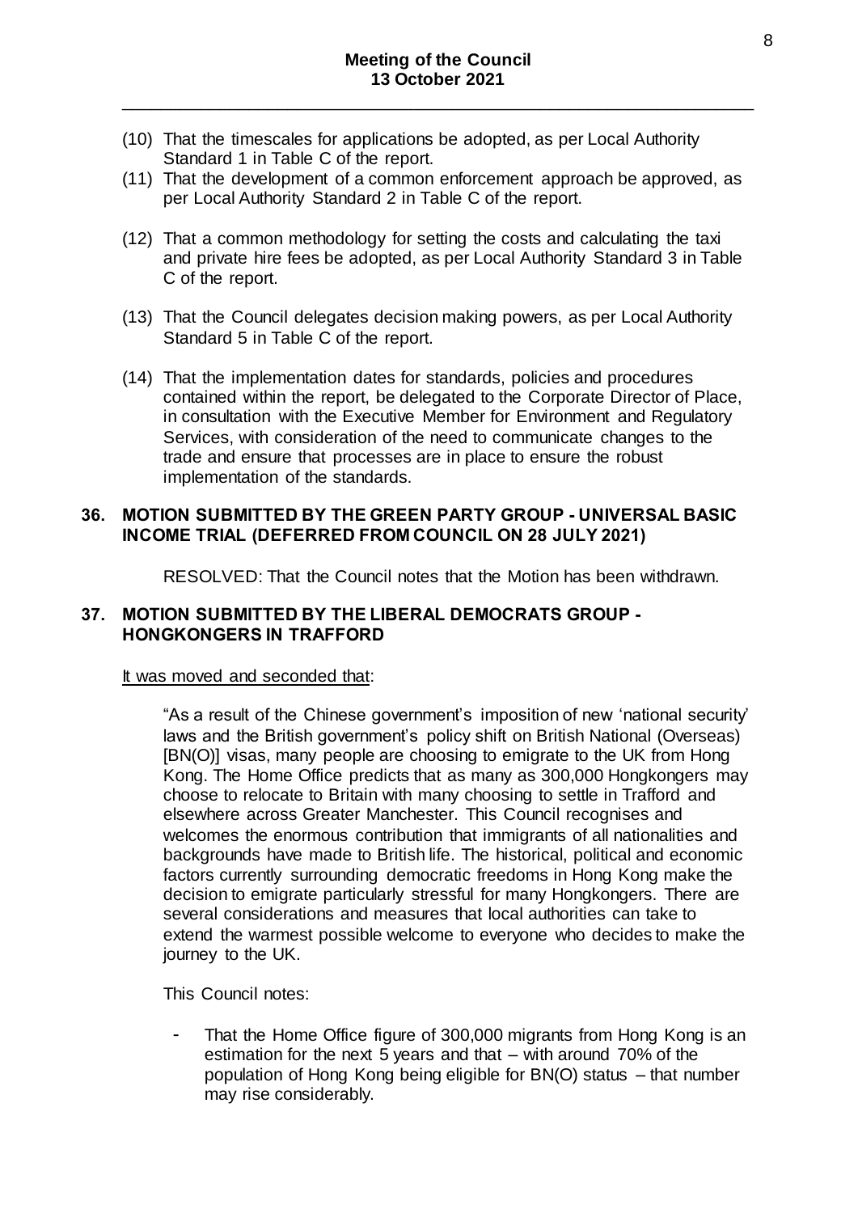(10) That the timescales for applications be adopted, as per Local Authority Standard 1 in Table C of the report.

(11) That the development of a common enforcement approach be approved, as per Local Authority Standard 2 in Table C of the report.

(12) That a common methodology for setting the costs and calculating the taxi and private hire fees be adopted, as per Local Authority Standard 3 in Table C of the report.

(13) That the Council delegates decision making powers, as per Local Authority Standard 5 in Table C of the report.

(14) That the implementation dates for standards, policies and procedures contained within the report, be delegated to the Corporate Director of Place, in consultation with the Executive Member for Environment and Regulatory Services, with consideration of the need to communicate changes to the trade and ensure that processes are in place to ensure the robust implementation of the standards.

## 36. MOTION SUBMITTED BY THE GREEN PARTY GROUP - UNIVERSAL BASIC INCOME TRIAL (DEFERRED FROM COUNCIL ON 28 JULY 2021)

RESOLVED: That the Council notes that the Motion has been withdrawn.

## 37. MOTION SUBMITTED BY THE LIBERAL DEMOCRATS GROUP - HONGKONGERS IN TRAFFORD

It was moved and seconded that:

"As a result of the Chinese government's imposition of new 'national security' laws and the British government's policy shift on British National (Overseas) [BN(O)] visas, many people are choosing to emigrate to the UK from Hong Kong. The Home Office predicts that as many as 300,000 Hongkongers may choose to relocate to Britain with many choosing to settle in Trafford and elsewhere across Greater Manchester. This Council recognises and welcomes the enormous contribution that immigrants of all nationalities and backgrounds have made to British life. The historical, political and economic factors currently surrounding democratic freedoms in Hong Kong make the decision to emigrate particularly stressful for many Hongkongers. There are several considerations and measures that local authorities can take to extend the warmest possible welcome to everyone who decides to make the journey to the UK.

This Council notes:

- That the Home Office figure of 300,000 migrants from Hong Kong is an estimation for the next 5 years and that – with around 70% of the population of Hong Kong being eligible for BN(O) status – that number may rise considerably.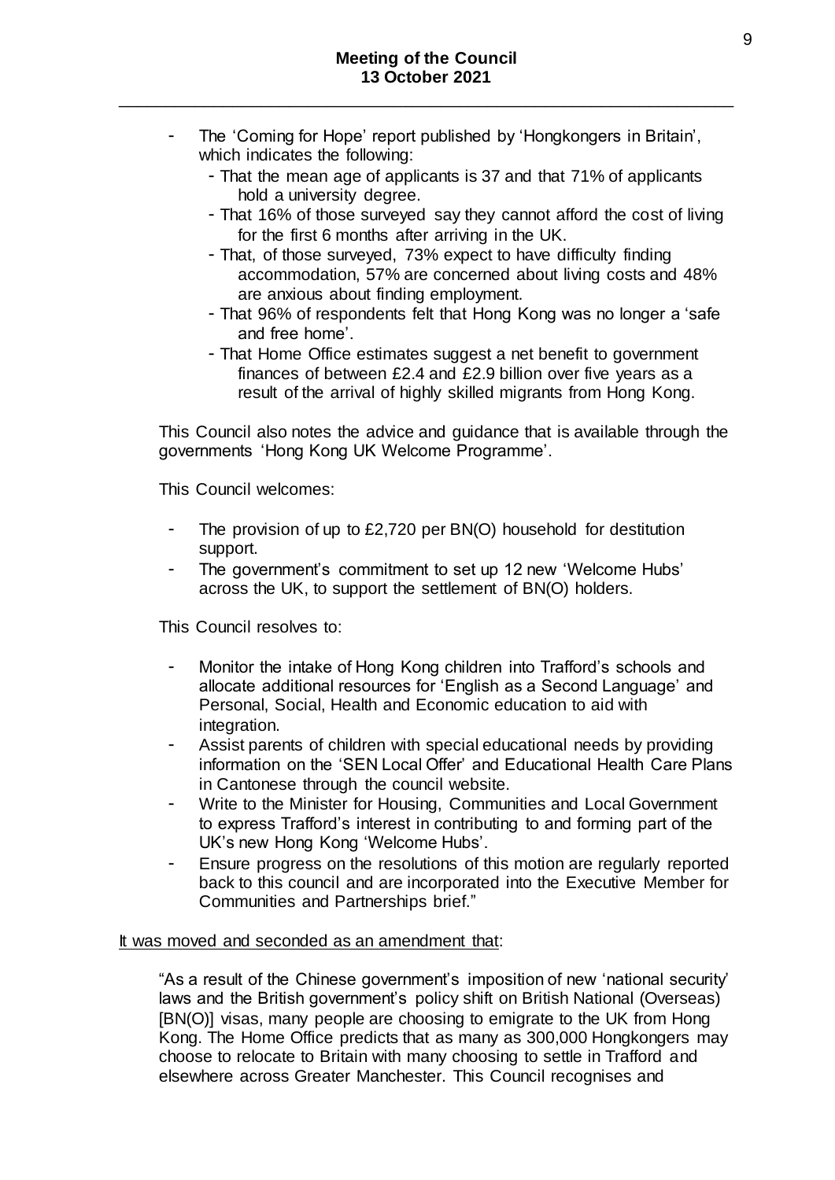- The 'Coming for Hope' report published by 'Hongkongers in Britain', which indicates the following:
  - That the mean age of applicants is 37 and that 71% of applicants hold a university degree.
  - That 16% of those surveyed say they cannot afford the cost of living for the first 6 months after arriving in the UK.
  - That, of those surveyed, 73% expect to have difficulty finding accommodation, 57% are concerned about living costs and 48% are anxious about finding employment.
  - That 96% of respondents felt that Hong Kong was no longer a 'safe and free home'.
  - That Home Office estimates suggest a net benefit to government finances of between £2.4 and £2.9 billion over five years as a result of the arrival of highly skilled migrants from Hong Kong.

This Council also notes the advice and guidance that is available through the governments 'Hong Kong UK Welcome Programme'.

This Council welcomes:

- The provision of up to £2,720 per BN(O) household for destitution support.
- The government's commitment to set up 12 new 'Welcome Hubs' across the UK, to support the settlement of BN(O) holders.

This Council resolves to:

- Monitor the intake of Hong Kong children into Trafford's schools and allocate additional resources for 'English as a Second Language' and Personal, Social, Health and Economic education to aid with integration.
- Assist parents of children with special educational needs by providing information on the 'SEN Local Offer' and Educational Health Care Plans in Cantonese through the council website.
- Write to the Minister for Housing, Communities and Local Government to express Trafford's interest in contributing to and forming part of the UK's new Hong Kong 'Welcome Hubs'.
- Ensure progress on the resolutions of this motion are regularly reported back to this council and are incorporated into the Executive Member for Communities and Partnerships brief."

<u>It was moved and seconded as an amendment that</u>:

"As a result of the Chinese government's imposition of new 'national security' laws and the British government's policy shift on British National (Overseas) [BN(O)] visas, many people are choosing to emigrate to the UK from Hong Kong. The Home Office predicts that as many as 300,000 Hongkongers may choose to relocate to Britain with many choosing to settle in Trafford and elsewhere across Greater Manchester. This Council recognises and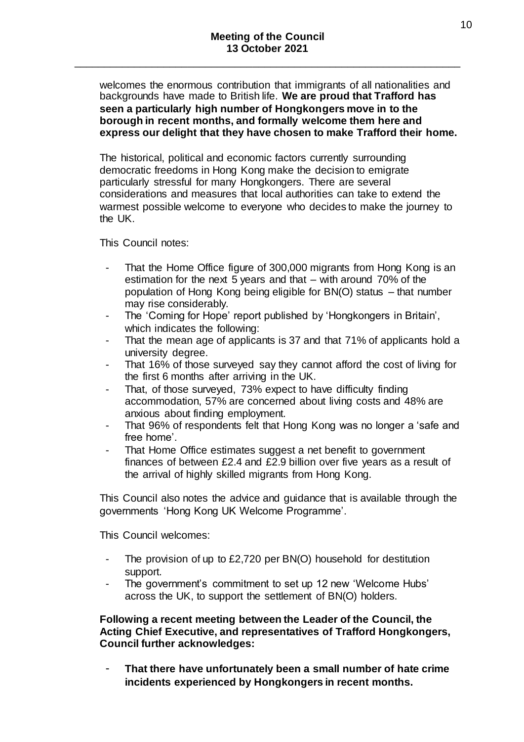welcomes the enormous contribution that immigrants of all nationalities and backgrounds have made to British life. **We are proud that Trafford has seen a particularly high number of Hongkongers move in to the borough in recent months, and formally welcome them here and express our delight that they have chosen to make Trafford their home.**

The historical, political and economic factors currently surrounding democratic freedoms in Hong Kong make the decision to emigrate particularly stressful for many Hongkongers. There are several considerations and measures that local authorities can take to extend the warmest possible welcome to everyone who decides to make the journey to the UK.

This Council notes:

- That the Home Office figure of 300,000 migrants from Hong Kong is an estimation for the next 5 years and that – with around 70% of the population of Hong Kong being eligible for BN(O) status – that number may rise considerably.
- The 'Coming for Hope' report published by 'Hongkongers in Britain', which indicates the following:
- That the mean age of applicants is 37 and that 71% of applicants hold a university degree.
- That 16% of those surveyed say they cannot afford the cost of living for the first 6 months after arriving in the UK.
- That, of those surveyed, 73% expect to have difficulty finding accommodation, 57% are concerned about living costs and 48% are anxious about finding employment.
- That 96% of respondents felt that Hong Kong was no longer a 'safe and free home'.
- That Home Office estimates suggest a net benefit to government finances of between £2.4 and £2.9 billion over five years as a result of the arrival of highly skilled migrants from Hong Kong.

This Council also notes the advice and guidance that is available through the governments 'Hong Kong UK Welcome Programme'.

This Council welcomes:

- The provision of up to £2,720 per BN(O) household for destitution support.
- The government's commitment to set up 12 new 'Welcome Hubs' across the UK, to support the settlement of BN(O) holders.

**Following a recent meeting between the Leader of the Council, the Acting Chief Executive, and representatives of Trafford Hongkongers, Council further acknowledges:**

- **That there have unfortunately been a small number of hate crime incidents experienced by Hongkongers in recent months.**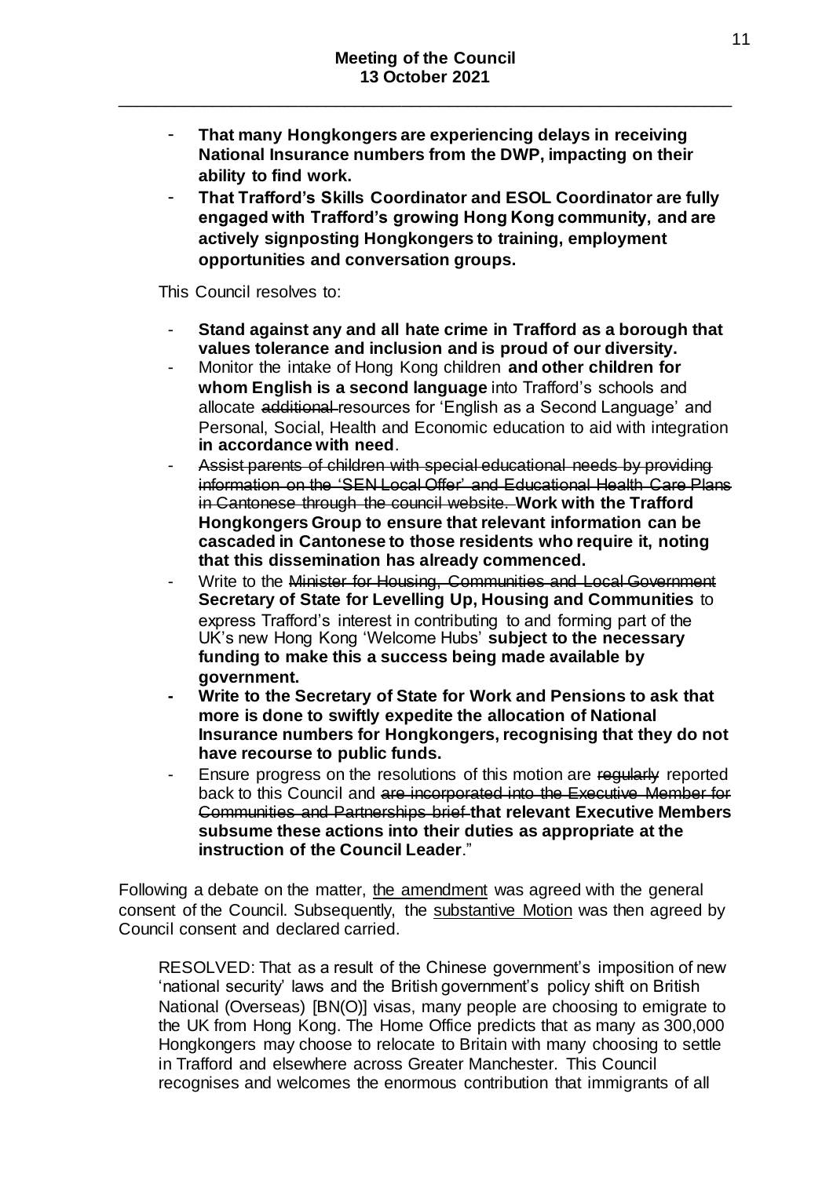- **That many Hongkongers are experiencing delays in receiving National Insurance numbers from the DWP, impacting on their ability to find work.**
- **That Trafford's Skills Coordinator and ESOL Coordinator are fully engaged with Trafford's growing Hong Kong community, and are actively signposting Hongkongers to training, employment opportunities and conversation groups.**

This Council resolves to:

- **Stand against any and all hate crime in Trafford as a borough that values tolerance and inclusion and is proud of our diversity.**
- Monitor the intake of Hong Kong children **and other children for whom English is a second language** into Trafford's schools and allocate ~~additional~~ resources for 'English as a Second Language' and Personal, Social, Health and Economic education to aid with integration **in accordance with need**.
- ~~Assist parents of children with special educational needs by providing information on the 'SEN Local Offer' and Educational Health Care Plans in Cantonese through the council website.~~ **Work with the Trafford Hongkongers Group to ensure that relevant information can be cascaded in Cantonese to those residents who require it, noting that this dissemination has already commenced.**
- Write to the ~~Minister for Housing, Communities and Local Government~~ **Secretary of State for Levelling Up, Housing and Communities** to express Trafford's interest in contributing to and forming part of the UK's new Hong Kong 'Welcome Hubs' **subject to the necessary funding to make this a success being made available by government.**
- **Write to the Secretary of State for Work and Pensions to ask that more is done to swiftly expedite the allocation of National Insurance numbers for Hongkongers, recognising that they do not have recourse to public funds.**
- Ensure progress on the resolutions of this motion are ~~regularly~~ reported back to this Council and ~~are incorporated into the Executive Member for Communities and Partnerships brief~~ **that relevant Executive Members subsume these actions into their duties as appropriate at the instruction of the Council Leader**."

Following a debate on the matter, the amendment was agreed with the general consent of the Council. Subsequently, the substantive Motion was then agreed by Council consent and declared carried.

RESOLVED: That as a result of the Chinese government's imposition of new 'national security' laws and the British government's policy shift on British National (Overseas) [BN(O)] visas, many people are choosing to emigrate to the UK from Hong Kong. The Home Office predicts that as many as 300,000 Hongkongers may choose to relocate to Britain with many choosing to settle in Trafford and elsewhere across Greater Manchester. This Council recognises and welcomes the enormous contribution that immigrants of all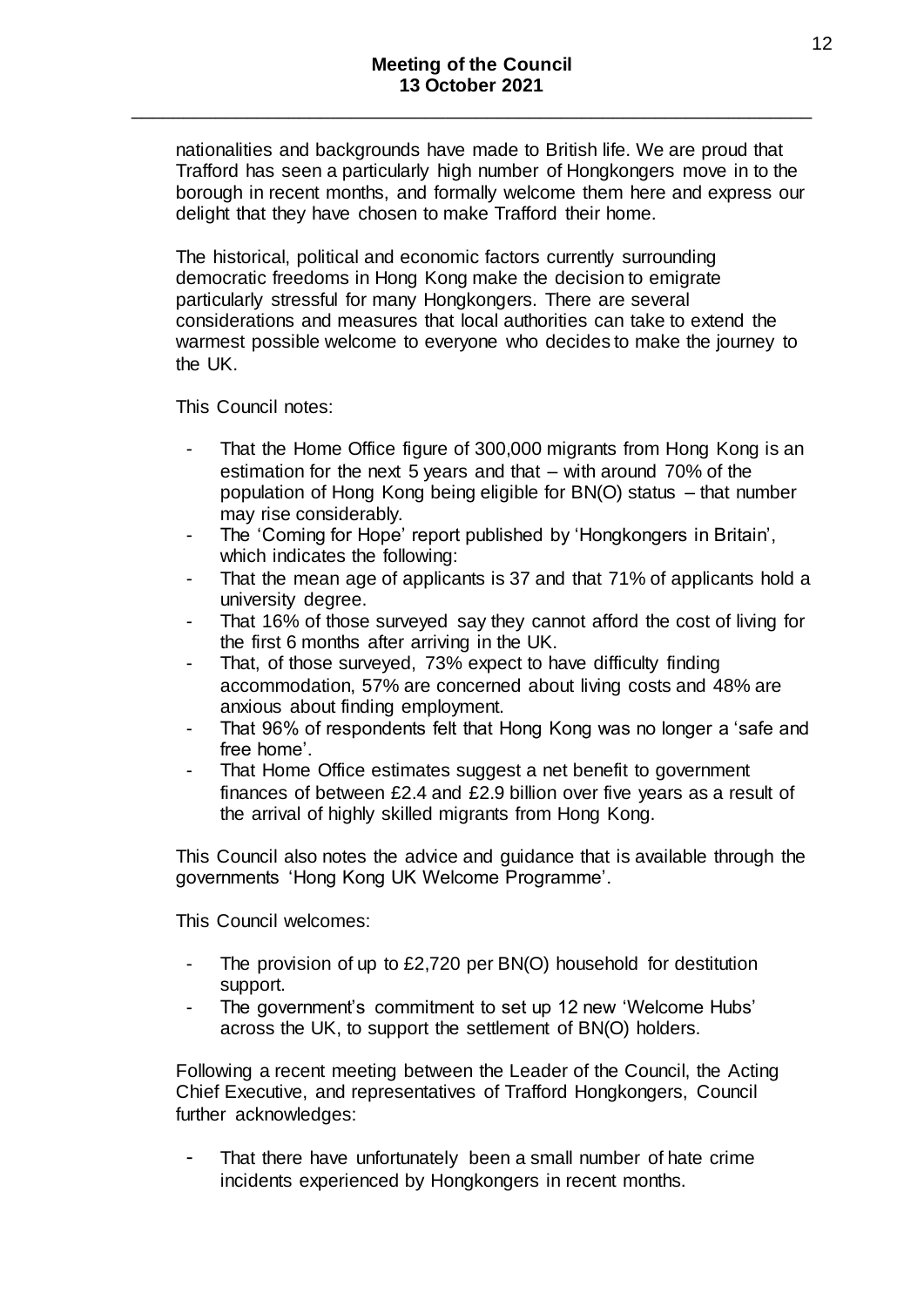nationalities and backgrounds have made to British life. We are proud that Trafford has seen a particularly high number of Hongkongers move in to the borough in recent months, and formally welcome them here and express our delight that they have chosen to make Trafford their home.

The historical, political and economic factors currently surrounding democratic freedoms in Hong Kong make the decision to emigrate particularly stressful for many Hongkongers. There are several considerations and measures that local authorities can take to extend the warmest possible welcome to everyone who decides to make the journey to the UK.

This Council notes:

- That the Home Office figure of 300,000 migrants from Hong Kong is an estimation for the next 5 years and that – with around 70% of the population of Hong Kong being eligible for BN(O) status – that number may rise considerably.
- The 'Coming for Hope' report published by 'Hongkongers in Britain', which indicates the following:
- That the mean age of applicants is 37 and that 71% of applicants hold a university degree.
- That 16% of those surveyed say they cannot afford the cost of living for the first 6 months after arriving in the UK.
- That, of those surveyed, 73% expect to have difficulty finding accommodation, 57% are concerned about living costs and 48% are anxious about finding employment.
- That 96% of respondents felt that Hong Kong was no longer a 'safe and free home'.
- That Home Office estimates suggest a net benefit to government finances of between £2.4 and £2.9 billion over five years as a result of the arrival of highly skilled migrants from Hong Kong.

This Council also notes the advice and guidance that is available through the governments 'Hong Kong UK Welcome Programme'.

This Council welcomes:

- The provision of up to £2,720 per BN(O) household for destitution support.
- The government's commitment to set up 12 new 'Welcome Hubs' across the UK, to support the settlement of BN(O) holders.

Following a recent meeting between the Leader of the Council, the Acting Chief Executive, and representatives of Trafford Hongkongers, Council further acknowledges:

- That there have unfortunately been a small number of hate crime incidents experienced by Hongkongers in recent months.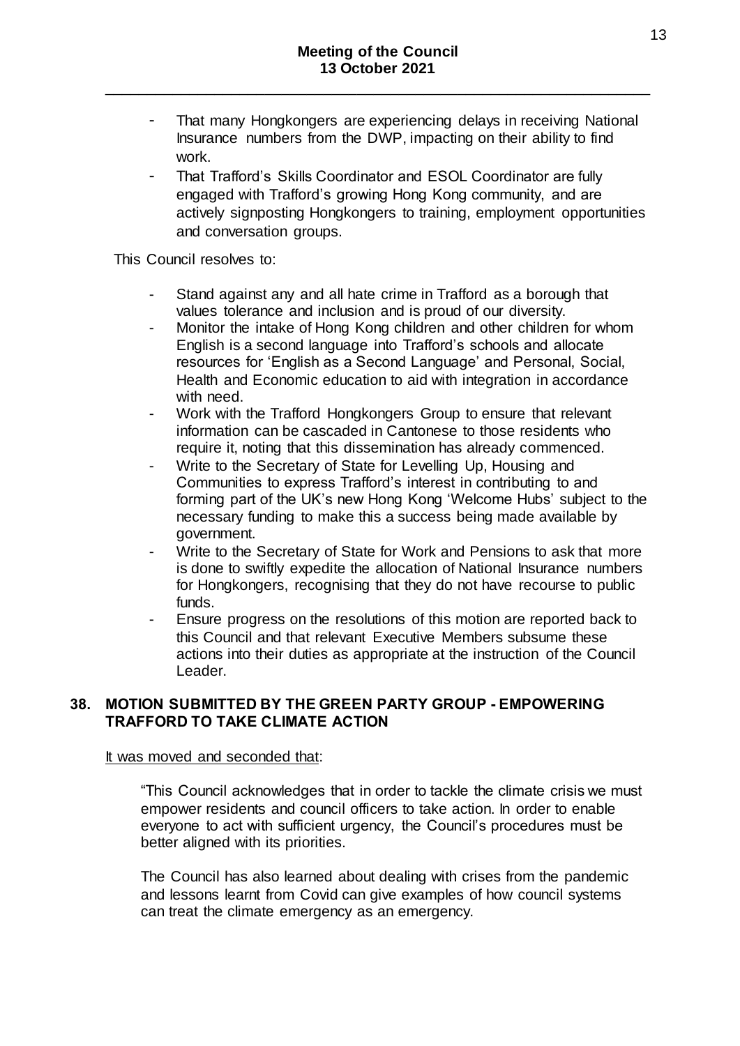- That many Hongkongers are experiencing delays in receiving National Insurance numbers from the DWP, impacting on their ability to find work.
- That Trafford's Skills Coordinator and ESOL Coordinator are fully engaged with Trafford's growing Hong Kong community, and are actively signposting Hongkongers to training, employment opportunities and conversation groups.

This Council resolves to:

- Stand against any and all hate crime in Trafford as a borough that values tolerance and inclusion and is proud of our diversity.
- Monitor the intake of Hong Kong children and other children for whom English is a second language into Trafford's schools and allocate resources for 'English as a Second Language' and Personal, Social, Health and Economic education to aid with integration in accordance with need.
- Work with the Trafford Hongkongers Group to ensure that relevant information can be cascaded in Cantonese to those residents who require it, noting that this dissemination has already commenced.
- Write to the Secretary of State for Levelling Up, Housing and Communities to express Trafford's interest in contributing to and forming part of the UK's new Hong Kong 'Welcome Hubs' subject to the necessary funding to make this a success being made available by government.
- Write to the Secretary of State for Work and Pensions to ask that more is done to swiftly expedite the allocation of National Insurance numbers for Hongkongers, recognising that they do not have recourse to public funds.
- Ensure progress on the resolutions of this motion are reported back to this Council and that relevant Executive Members subsume these actions into their duties as appropriate at the instruction of the Council Leader.

## 38. MOTION SUBMITTED BY THE GREEN PARTY GROUP - EMPOWERING TRAFFORD TO TAKE CLIMATE ACTION

It was moved and seconded that:

"This Council acknowledges that in order to tackle the climate crisis we must empower residents and council officers to take action. In order to enable everyone to act with sufficient urgency, the Council's procedures must be better aligned with its priorities.

The Council has also learned about dealing with crises from the pandemic and lessons learnt from Covid can give examples of how council systems can treat the climate emergency as an emergency.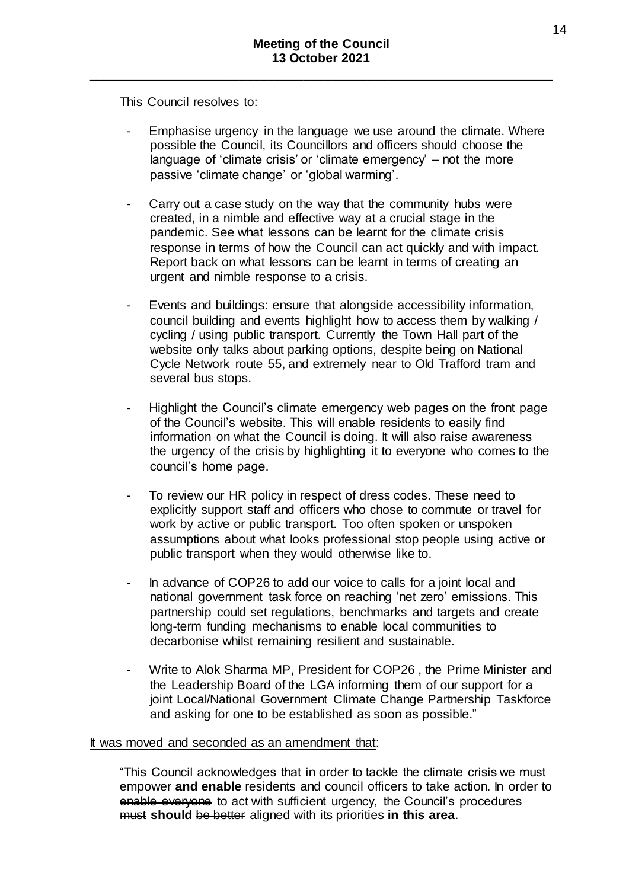This Council resolves to:

- Emphasise urgency in the language we use around the climate. Where possible the Council, its Councillors and officers should choose the language of 'climate crisis' or 'climate emergency' – not the more passive 'climate change' or 'global warming'.

- Carry out a case study on the way that the community hubs were created, in a nimble and effective way at a crucial stage in the pandemic. See what lessons can be learnt for the climate crisis response in terms of how the Council can act quickly and with impact. Report back on what lessons can be learnt in terms of creating an urgent and nimble response to a crisis.

- Events and buildings: ensure that alongside accessibility information, council building and events highlight how to access them by walking / cycling / using public transport. Currently the Town Hall part of the website only talks about parking options, despite being on National Cycle Network route 55, and extremely near to Old Trafford tram and several bus stops.

- Highlight the Council's climate emergency web pages on the front page of the Council's website. This will enable residents to easily find information on what the Council is doing. It will also raise awareness the urgency of the crisis by highlighting it to everyone who comes to the council's home page.

- To review our HR policy in respect of dress codes. These need to explicitly support staff and officers who chose to commute or travel for work by active or public transport. Too often spoken or unspoken assumptions about what looks professional stop people using active or public transport when they would otherwise like to.

- In advance of COP26 to add our voice to calls for a joint local and national government task force on reaching 'net zero' emissions. This partnership could set regulations, benchmarks and targets and create long-term funding mechanisms to enable local communities to decarbonise whilst remaining resilient and sustainable.

- Write to Alok Sharma MP, President for COP26 , the Prime Minister and the Leadership Board of the LGA informing them of our support for a joint Local/National Government Climate Change Partnership Taskforce and asking for one to be established as soon as possible."

<u>It was moved and seconded as an amendment that</u>:

"This Council acknowledges that in order to tackle the climate crisis we must empower **and enable** residents and council officers to take action. In order to ~~enable everyone~~ to act with sufficient urgency, the Council's procedures ~~must~~ **should** ~~be better~~ aligned with its priorities **in this area**.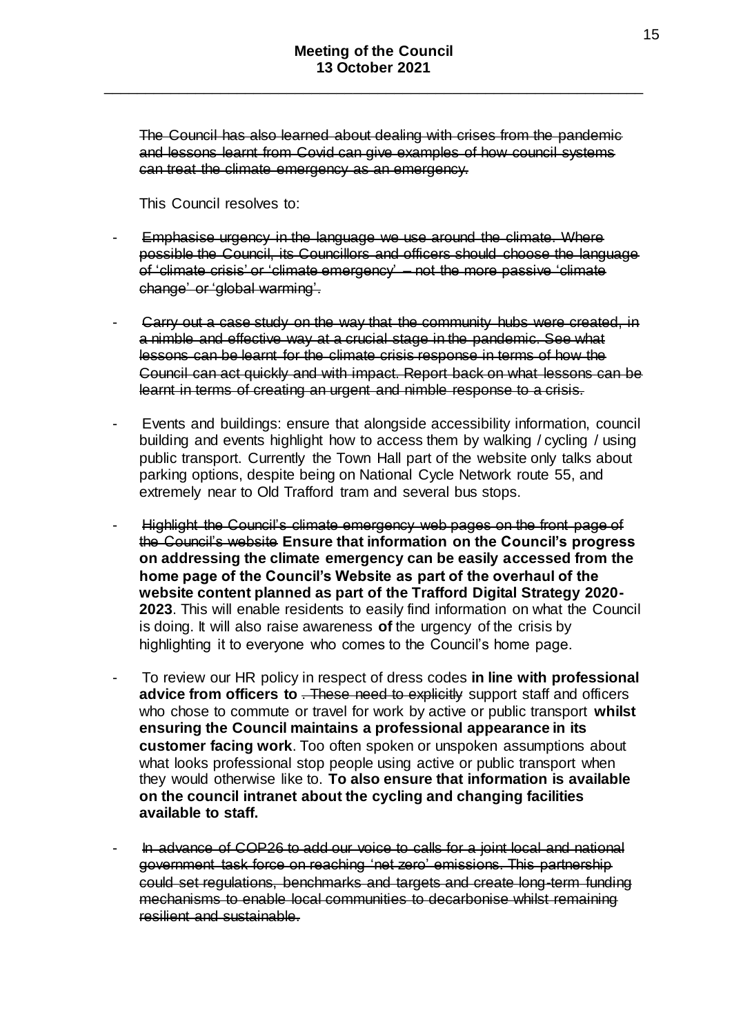~~The Council has also learned about dealing with crises from the pandemic and lessons learnt from Covid can give examples of how council systems can treat the climate emergency as an emergency.~~

This Council resolves to:

- ~~Emphasise urgency in the language we use around the climate. Where possible the Council, its Councillors and officers should choose the language of 'climate crisis' or 'climate emergency' – not the more passive 'climate change' or 'global warming'.~~

- ~~Carry out a case study on the way that the community hubs were created, in a nimble and effective way at a crucial stage in the pandemic. See what lessons can be learnt for the climate crisis response in terms of how the Council can act quickly and with impact. Report back on what lessons can be learnt in terms of creating an urgent and nimble response to a crisis.~~

- Events and buildings: ensure that alongside accessibility information, council building and events highlight how to access them by walking / cycling / using public transport. Currently the Town Hall part of the website only talks about parking options, despite being on National Cycle Network route 55, and extremely near to Old Trafford tram and several bus stops.

- ~~Highlight the Council's climate emergency web pages on the front page of the Council's website~~ **Ensure that information on the Council's progress on addressing the climate emergency can be easily accessed from the home page of the Council's Website as part of the overhaul of the website content planned as part of the Trafford Digital Strategy 2020-2023**. This will enable residents to easily find information on what the Council is doing. It will also raise awareness **of** the urgency of the crisis by highlighting it to everyone who comes to the Council's home page.

- To review our HR policy in respect of dress codes **in line with professional advice from officers to** ~~. These need to explicitly~~ support staff and officers who chose to commute or travel for work by active or public transport **whilst ensuring the Council maintains a professional appearance in its customer facing work**. Too often spoken or unspoken assumptions about what looks professional stop people using active or public transport when they would otherwise like to. **To also ensure that information is available on the council intranet about the cycling and changing facilities available to staff.**

- ~~In advance of COP26 to add our voice to calls for a joint local and national government task force on reaching 'net zero' emissions. This partnership could set regulations, benchmarks and targets and create long-term funding mechanisms to enable local communities to decarbonise whilst remaining resilient and sustainable.~~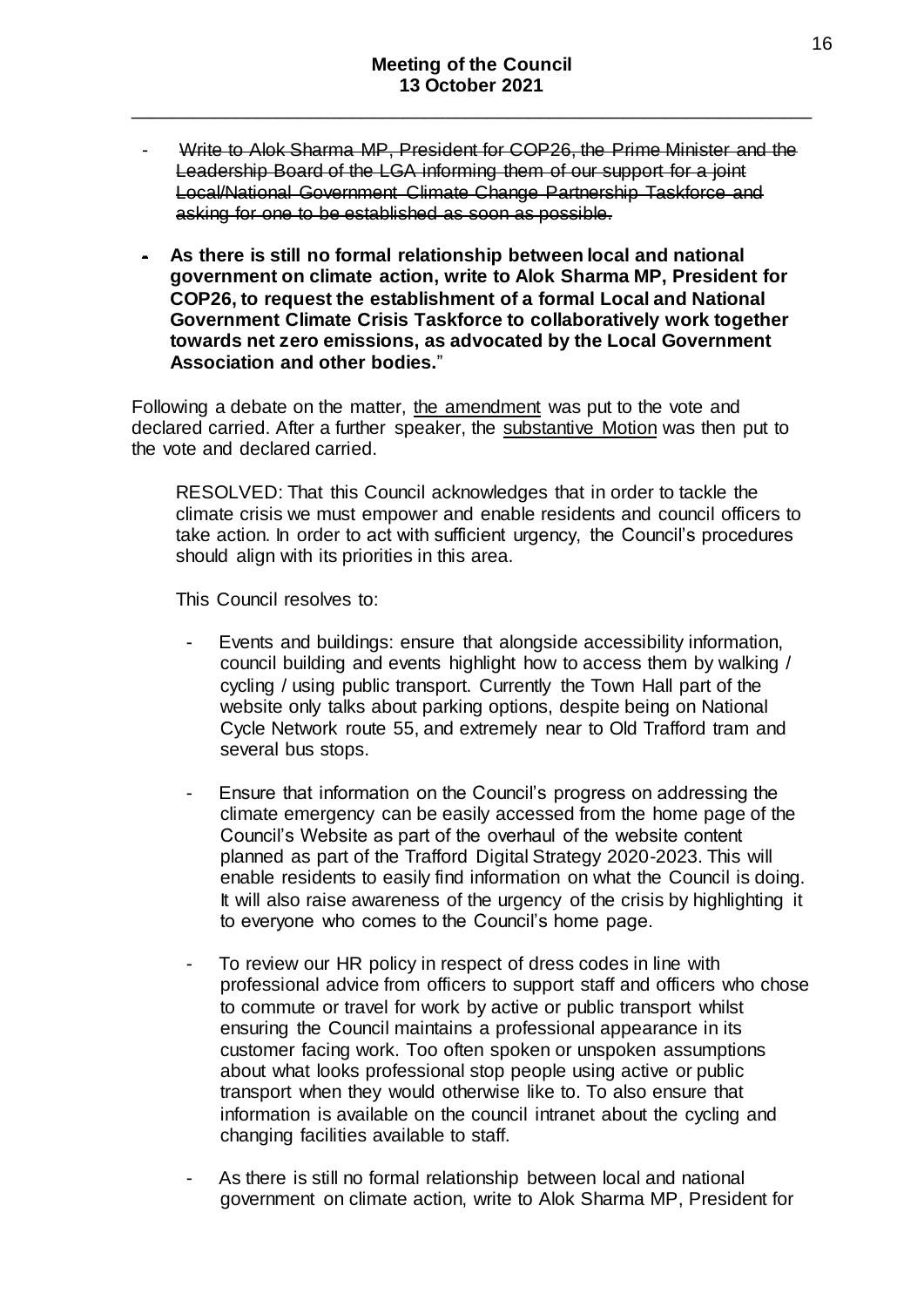- ~~Write to Alok Sharma MP, President for COP26, the Prime Minister and the Leadership Board of the LGA informing them of our support for a joint Local/National Government Climate Change Partnership Taskforce and asking for one to be established as soon as possible.~~

- **As there is still no formal relationship between local and national government on climate action, write to Alok Sharma MP, President for COP26, to request the establishment of a formal Local and National Government Climate Crisis Taskforce to collaboratively work together towards net zero emissions, as advocated by the Local Government Association and other bodies.**"

Following a debate on the matter, the amendment was put to the vote and declared carried. After a further speaker, the substantive Motion was then put to the vote and declared carried.

> RESOLVED: That this Council acknowledges that in order to tackle the climate crisis we must empower and enable residents and council officers to take action. In order to act with sufficient urgency, the Council's procedures should align with its priorities in this area.
>
> This Council resolves to:
>
> - Events and buildings: ensure that alongside accessibility information, council building and events highlight how to access them by walking / cycling / using public transport. Currently the Town Hall part of the website only talks about parking options, despite being on National Cycle Network route 55, and extremely near to Old Trafford tram and several bus stops.
>
> - Ensure that information on the Council's progress on addressing the climate emergency can be easily accessed from the home page of the Council's Website as part of the overhaul of the website content planned as part of the Trafford Digital Strategy 2020-2023. This will enable residents to easily find information on what the Council is doing. It will also raise awareness of the urgency of the crisis by highlighting it to everyone who comes to the Council's home page.
>
> - To review our HR policy in respect of dress codes in line with professional advice from officers to support staff and officers who chose to commute or travel for work by active or public transport whilst ensuring the Council maintains a professional appearance in its customer facing work. Too often spoken or unspoken assumptions about what looks professional stop people using active or public transport when they would otherwise like to. To also ensure that information is available on the council intranet about the cycling and changing facilities available to staff.
>
> - As there is still no formal relationship between local and national government on climate action, write to Alok Sharma MP, President for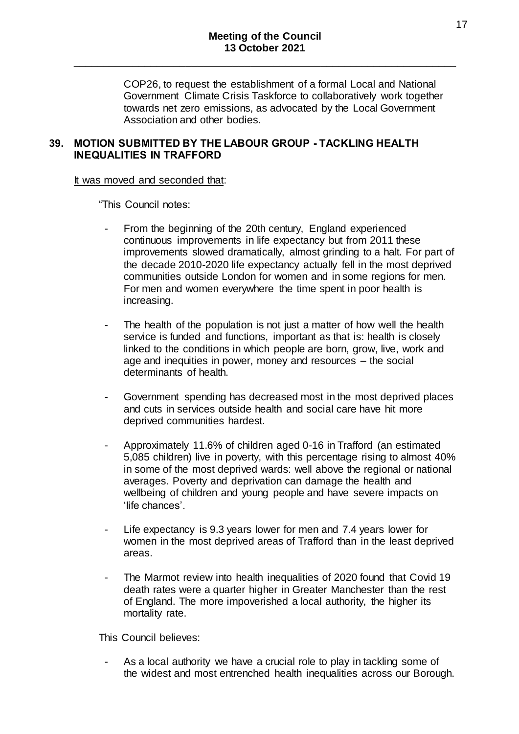COP26, to request the establishment of a formal Local and National Government Climate Crisis Taskforce to collaboratively work together towards net zero emissions, as advocated by the Local Government Association and other bodies.

## 39. MOTION SUBMITTED BY THE LABOUR GROUP - TACKLING HEALTH INEQUALITIES IN TRAFFORD

It was moved and seconded that:

"This Council notes:

- From the beginning of the 20th century, England experienced continuous improvements in life expectancy but from 2011 these improvements slowed dramatically, almost grinding to a halt. For part of the decade 2010-2020 life expectancy actually fell in the most deprived communities outside London for women and in some regions for men. For men and women everywhere the time spent in poor health is increasing.

- The health of the population is not just a matter of how well the health service is funded and functions, important as that is: health is closely linked to the conditions in which people are born, grow, live, work and age and inequities in power, money and resources – the social determinants of health.

- Government spending has decreased most in the most deprived places and cuts in services outside health and social care have hit more deprived communities hardest.

- Approximately 11.6% of children aged 0-16 in Trafford (an estimated 5,085 children) live in poverty, with this percentage rising to almost 40% in some of the most deprived wards: well above the regional or national averages. Poverty and deprivation can damage the health and wellbeing of children and young people and have severe impacts on 'life chances'.

- Life expectancy is 9.3 years lower for men and 7.4 years lower for women in the most deprived areas of Trafford than in the least deprived areas.

- The Marmot review into health inequalities of 2020 found that Covid 19 death rates were a quarter higher in Greater Manchester than the rest of England. The more impoverished a local authority, the higher its mortality rate.

This Council believes:

- As a local authority we have a crucial role to play in tackling some of the widest and most entrenched health inequalities across our Borough.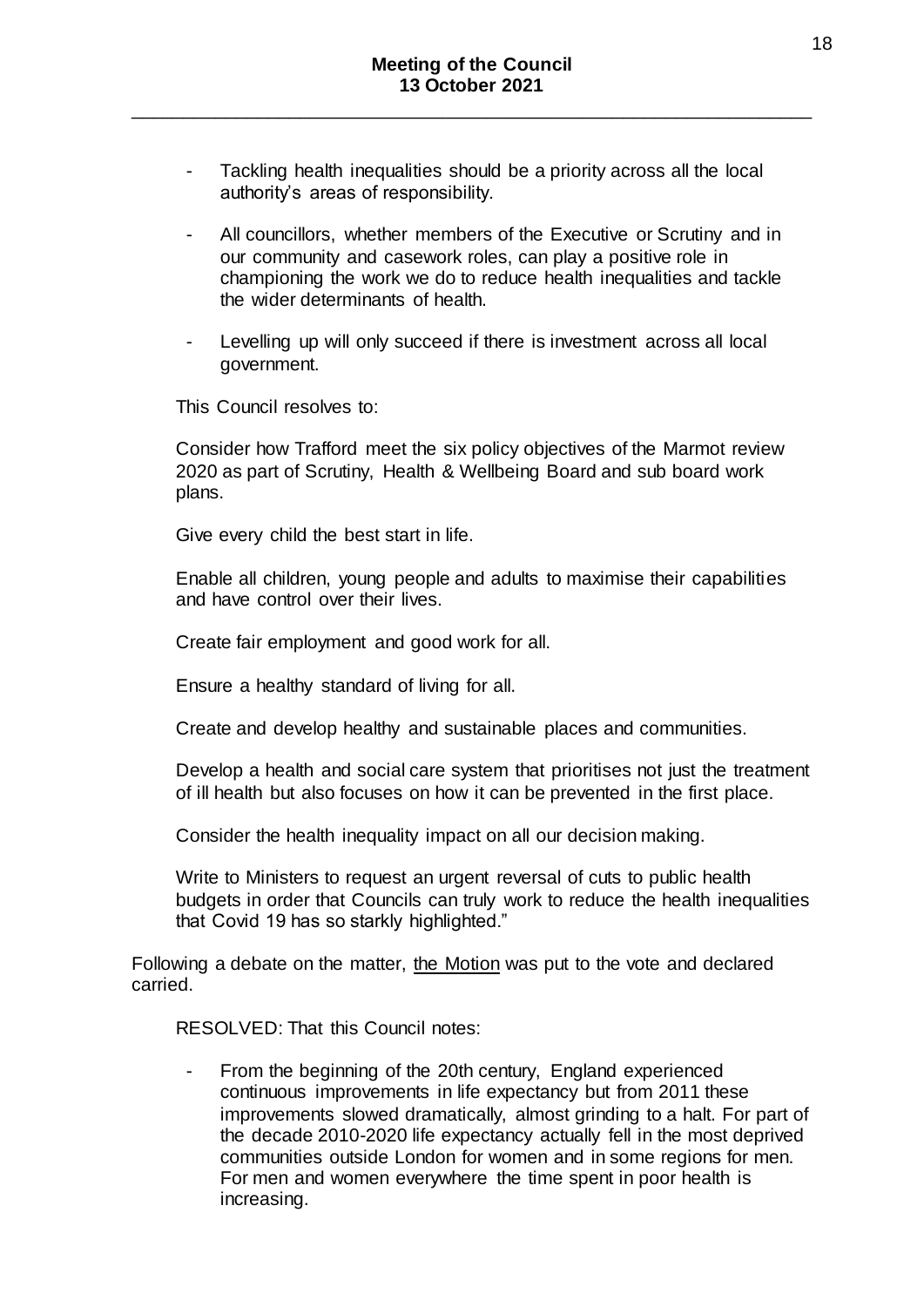- Tackling health inequalities should be a priority across all the local authority's areas of responsibility.

- All councillors, whether members of the Executive or Scrutiny and in our community and casework roles, can play a positive role in championing the work we do to reduce health inequalities and tackle the wider determinants of health.

- Levelling up will only succeed if there is investment across all local government.

This Council resolves to:

Consider how Trafford meet the six policy objectives of the Marmot review 2020 as part of Scrutiny, Health & Wellbeing Board and sub board work plans.

Give every child the best start in life.

Enable all children, young people and adults to maximise their capabilities and have control over their lives.

Create fair employment and good work for all.

Ensure a healthy standard of living for all.

Create and develop healthy and sustainable places and communities.

Develop a health and social care system that prioritises not just the treatment of ill health but also focuses on how it can be prevented in the first place.

Consider the health inequality impact on all our decision making.

Write to Ministers to request an urgent reversal of cuts to public health budgets in order that Councils can truly work to reduce the health inequalities that Covid 19 has so starkly highlighted."

Following a debate on the matter, <u>the Motion</u> was put to the vote and declared carried.

RESOLVED: That this Council notes:

- From the beginning of the 20th century, England experienced continuous improvements in life expectancy but from 2011 these improvements slowed dramatically, almost grinding to a halt. For part of the decade 2010-2020 life expectancy actually fell in the most deprived communities outside London for women and in some regions for men. For men and women everywhere the time spent in poor health is increasing.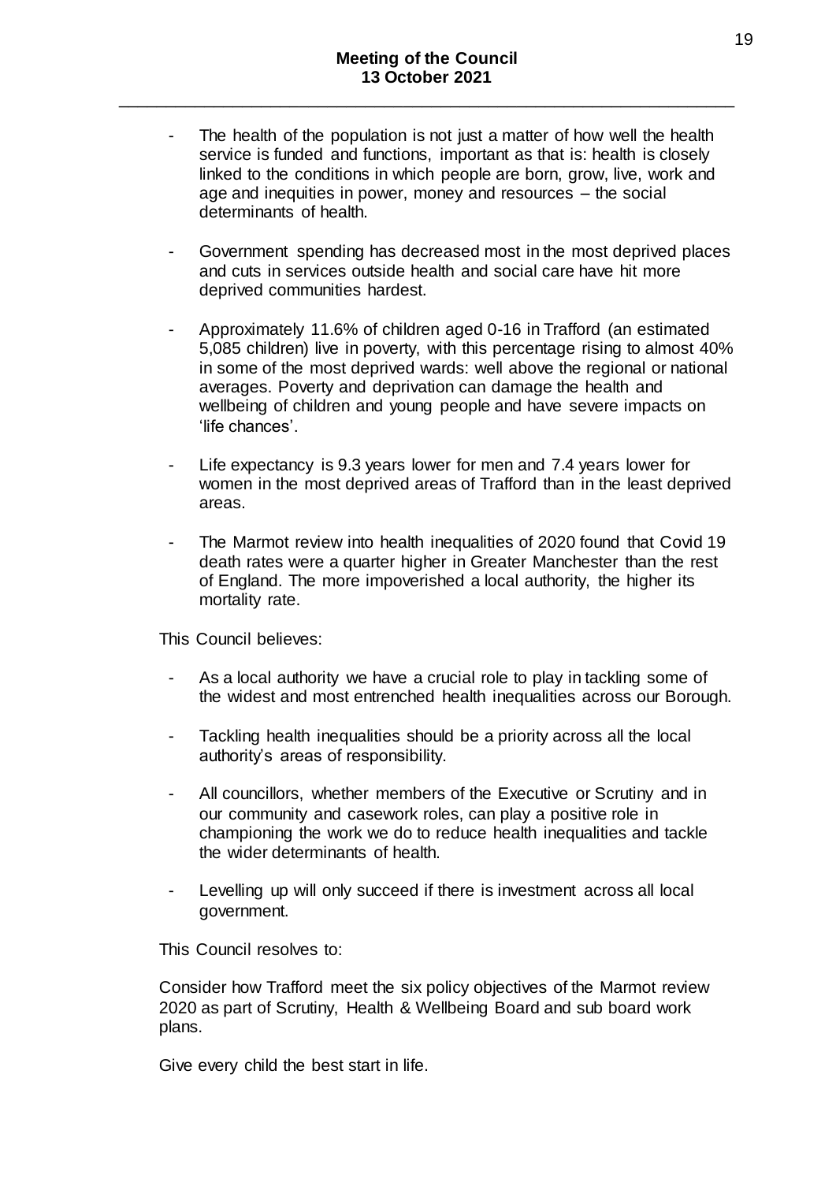- The health of the population is not just a matter of how well the health service is funded and functions, important as that is: health is closely linked to the conditions in which people are born, grow, live, work and age and inequities in power, money and resources – the social determinants of health.

- Government spending has decreased most in the most deprived places and cuts in services outside health and social care have hit more deprived communities hardest.

- Approximately 11.6% of children aged 0-16 in Trafford (an estimated 5,085 children) live in poverty, with this percentage rising to almost 40% in some of the most deprived wards: well above the regional or national averages. Poverty and deprivation can damage the health and wellbeing of children and young people and have severe impacts on 'life chances'.

- Life expectancy is 9.3 years lower for men and 7.4 years lower for women in the most deprived areas of Trafford than in the least deprived areas.

- The Marmot review into health inequalities of 2020 found that Covid 19 death rates were a quarter higher in Greater Manchester than the rest of England. The more impoverished a local authority, the higher its mortality rate.

This Council believes:

- As a local authority we have a crucial role to play in tackling some of the widest and most entrenched health inequalities across our Borough.

- Tackling health inequalities should be a priority across all the local authority's areas of responsibility.

- All councillors, whether members of the Executive or Scrutiny and in our community and casework roles, can play a positive role in championing the work we do to reduce health inequalities and tackle the wider determinants of health.

- Levelling up will only succeed if there is investment across all local government.

This Council resolves to:

Consider how Trafford meet the six policy objectives of the Marmot review 2020 as part of Scrutiny, Health & Wellbeing Board and sub board work plans.

Give every child the best start in life.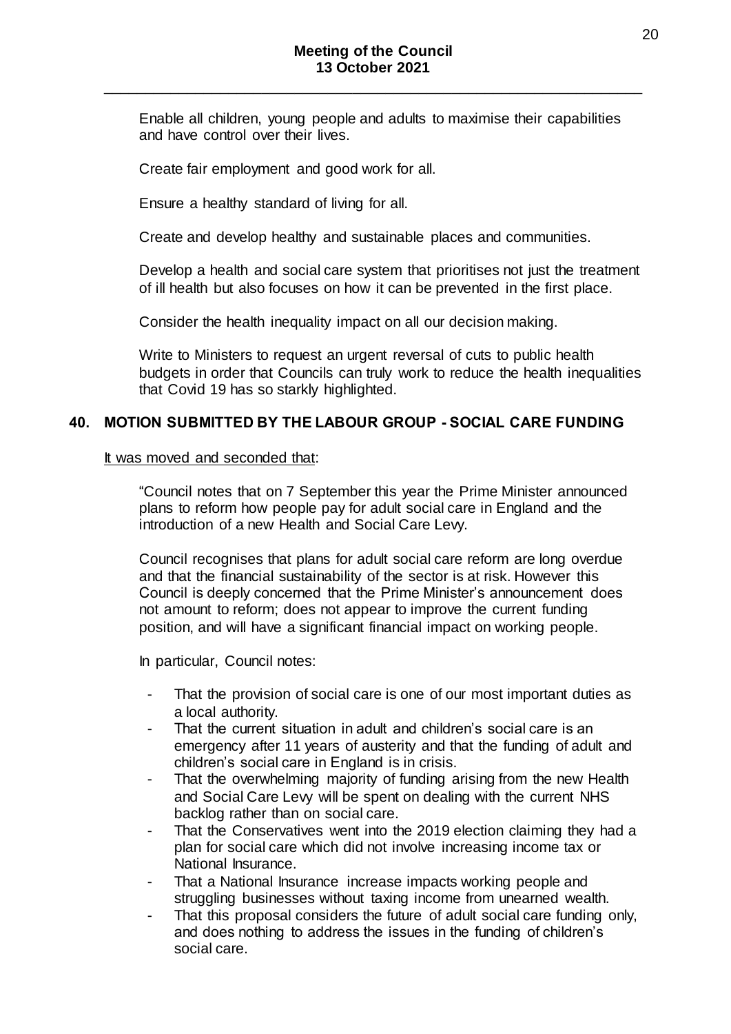Enable all children, young people and adults to maximise their capabilities and have control over their lives.

Create fair employment and good work for all.

Ensure a healthy standard of living for all.

Create and develop healthy and sustainable places and communities.

Develop a health and social care system that prioritises not just the treatment of ill health but also focuses on how it can be prevented in the first place.

Consider the health inequality impact on all our decision making.

Write to Ministers to request an urgent reversal of cuts to public health budgets in order that Councils can truly work to reduce the health inequalities that Covid 19 has so starkly highlighted.

## 40. MOTION SUBMITTED BY THE LABOUR GROUP - SOCIAL CARE FUNDING

It was moved and seconded that:

"Council notes that on 7 September this year the Prime Minister announced plans to reform how people pay for adult social care in England and the introduction of a new Health and Social Care Levy.

Council recognises that plans for adult social care reform are long overdue and that the financial sustainability of the sector is at risk. However this Council is deeply concerned that the Prime Minister's announcement does not amount to reform; does not appear to improve the current funding position, and will have a significant financial impact on working people.

In particular, Council notes:

- That the provision of social care is one of our most important duties as a local authority.
- That the current situation in adult and children's social care is an emergency after 11 years of austerity and that the funding of adult and children's social care in England is in crisis.
- That the overwhelming majority of funding arising from the new Health and Social Care Levy will be spent on dealing with the current NHS backlog rather than on social care.
- That the Conservatives went into the 2019 election claiming they had a plan for social care which did not involve increasing income tax or National Insurance.
- That a National Insurance increase impacts working people and struggling businesses without taxing income from unearned wealth.
- That this proposal considers the future of adult social care funding only, and does nothing to address the issues in the funding of children's social care.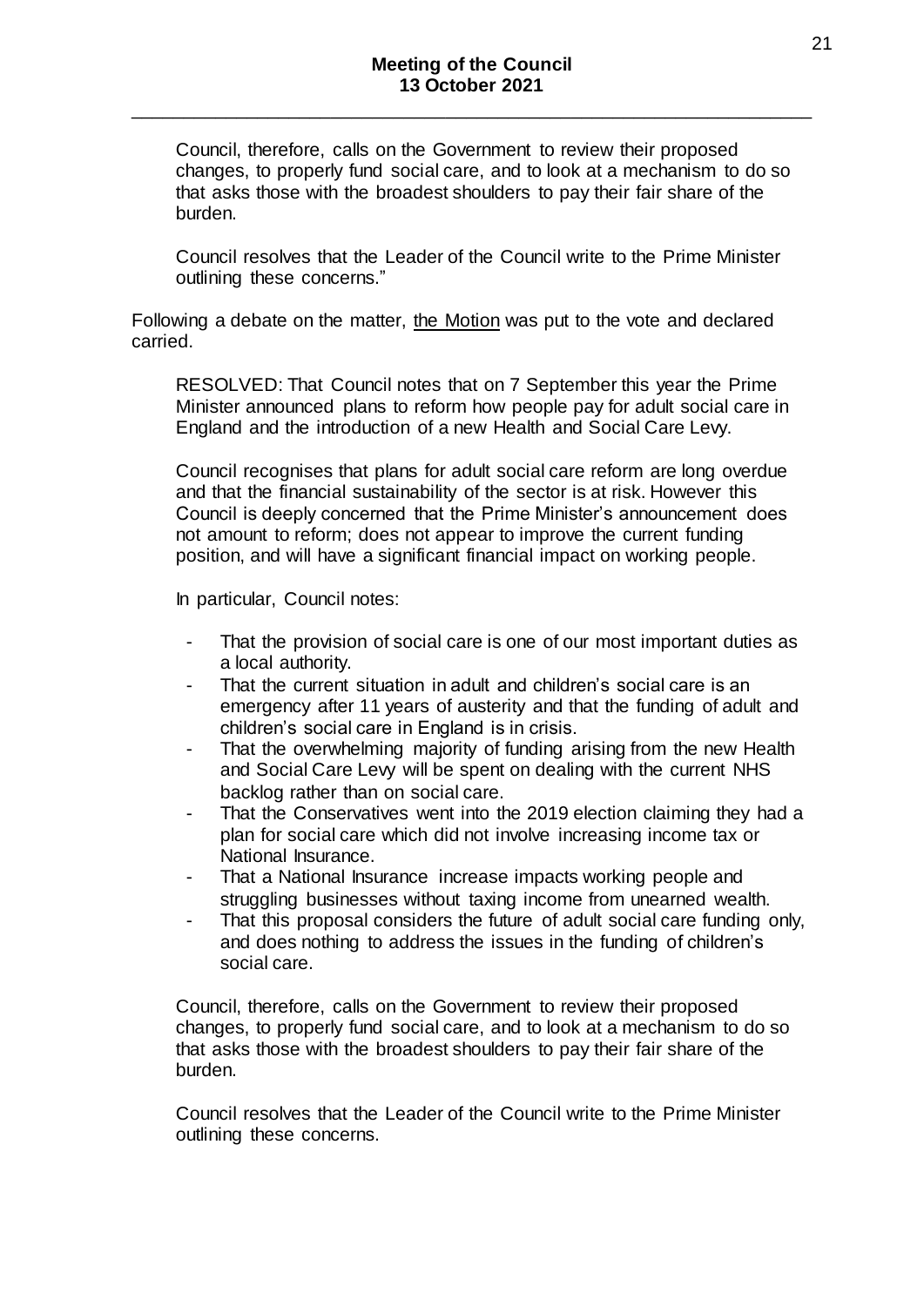Council, therefore, calls on the Government to review their proposed changes, to properly fund social care, and to look at a mechanism to do so that asks those with the broadest shoulders to pay their fair share of the burden.

Council resolves that the Leader of the Council write to the Prime Minister outlining these concerns."

Following a debate on the matter, the Motion was put to the vote and declared carried.

RESOLVED: That Council notes that on 7 September this year the Prime Minister announced plans to reform how people pay for adult social care in England and the introduction of a new Health and Social Care Levy.

Council recognises that plans for adult social care reform are long overdue and that the financial sustainability of the sector is at risk. However this Council is deeply concerned that the Prime Minister's announcement does not amount to reform; does not appear to improve the current funding position, and will have a significant financial impact on working people.

In particular, Council notes:

- That the provision of social care is one of our most important duties as a local authority.
- That the current situation in adult and children's social care is an emergency after 11 years of austerity and that the funding of adult and children's social care in England is in crisis.
- That the overwhelming majority of funding arising from the new Health and Social Care Levy will be spent on dealing with the current NHS backlog rather than on social care.
- That the Conservatives went into the 2019 election claiming they had a plan for social care which did not involve increasing income tax or National Insurance.
- That a National Insurance increase impacts working people and struggling businesses without taxing income from unearned wealth.
- That this proposal considers the future of adult social care funding only, and does nothing to address the issues in the funding of children's social care.

Council, therefore, calls on the Government to review their proposed changes, to properly fund social care, and to look at a mechanism to do so that asks those with the broadest shoulders to pay their fair share of the burden.

Council resolves that the Leader of the Council write to the Prime Minister outlining these concerns.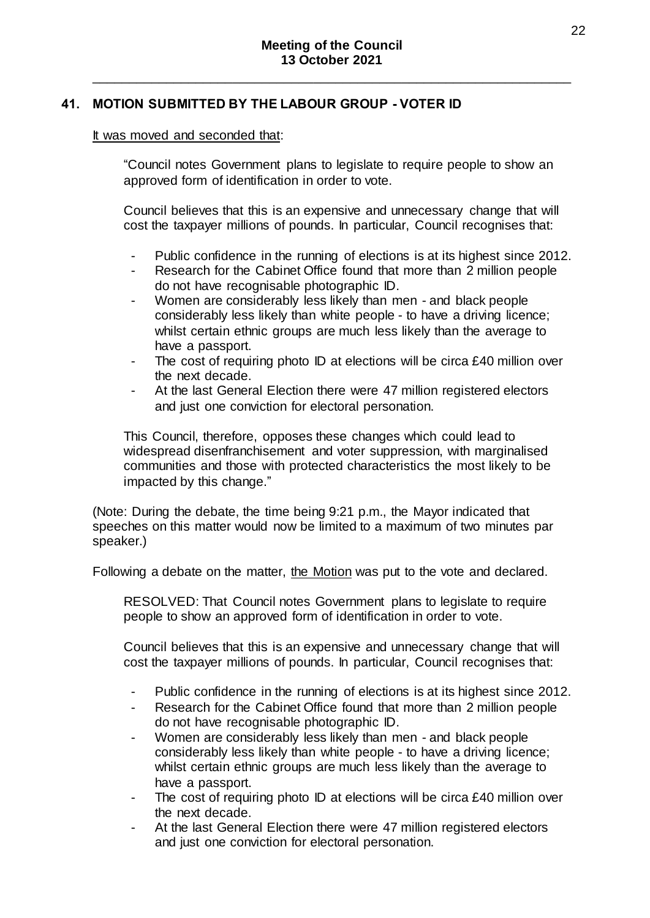## 41. MOTION SUBMITTED BY THE LABOUR GROUP - VOTER ID

It was moved and seconded that:

> "Council notes Government plans to legislate to require people to show an approved form of identification in order to vote.
>
> Council believes that this is an expensive and unnecessary change that will cost the taxpayer millions of pounds. In particular, Council recognises that:
>
> - Public confidence in the running of elections is at its highest since 2012.
> - Research for the Cabinet Office found that more than 2 million people do not have recognisable photographic ID.
> - Women are considerably less likely than men - and black people considerably less likely than white people - to have a driving licence; whilst certain ethnic groups are much less likely than the average to have a passport.
> - The cost of requiring photo ID at elections will be circa £40 million over the next decade.
> - At the last General Election there were 47 million registered electors and just one conviction for electoral personation.
>
> This Council, therefore, opposes these changes which could lead to widespread disenfranchisement and voter suppression, with marginalised communities and those with protected characteristics the most likely to be impacted by this change."

(Note: During the debate, the time being 9:21 p.m., the Mayor indicated that speeches on this matter would now be limited to a maximum of two minutes par speaker.)

Following a debate on the matter, the Motion was put to the vote and declared.

> RESOLVED: That Council notes Government plans to legislate to require people to show an approved form of identification in order to vote.
>
> Council believes that this is an expensive and unnecessary change that will cost the taxpayer millions of pounds. In particular, Council recognises that:
>
> - Public confidence in the running of elections is at its highest since 2012.
> - Research for the Cabinet Office found that more than 2 million people do not have recognisable photographic ID.
> - Women are considerably less likely than men - and black people considerably less likely than white people - to have a driving licence; whilst certain ethnic groups are much less likely than the average to have a passport.
> - The cost of requiring photo ID at elections will be circa £40 million over the next decade.
> - At the last General Election there were 47 million registered electors and just one conviction for electoral personation.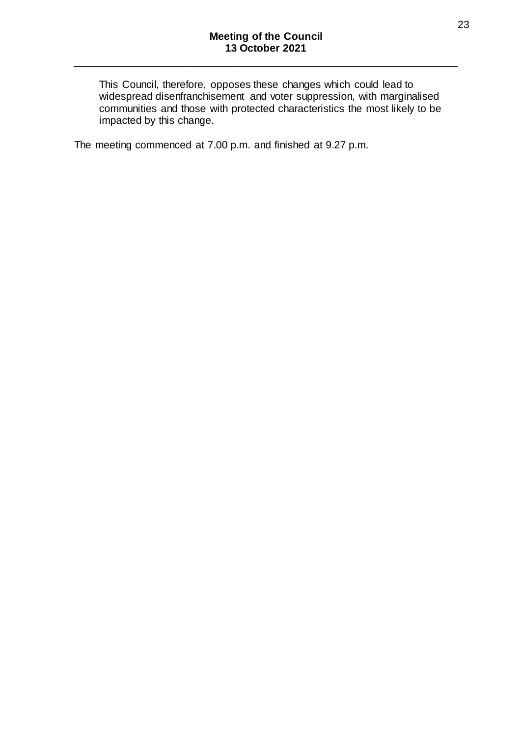This Council, therefore, opposes these changes which could lead to widespread disenfranchisement and voter suppression, with marginalised communities and those with protected characteristics the most likely to be impacted by this change.

The meeting commenced at 7.00 p.m. and finished at 9.27 p.m.